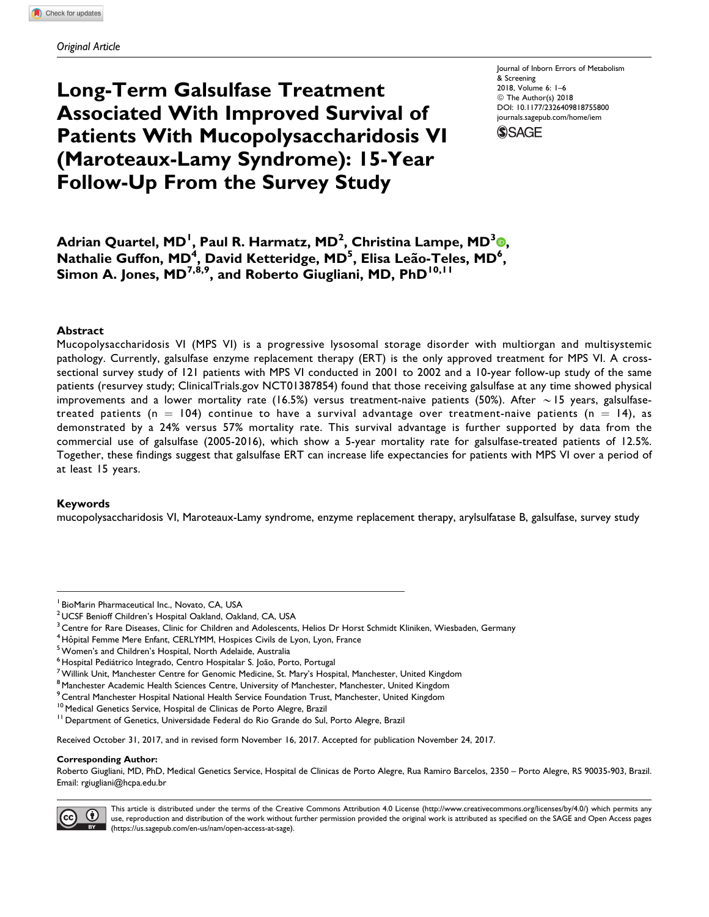*Original Article*

# Long-Term Galsulfase Treatment Associated With Improved Survival of Patients With Mucopolysaccharidosis VI (Maroteaux-Lamy Syndrome): 15-Year Follow-Up From the Survey Study

Journal of Inborn Errors of Metabolism & Screening
2018, Volume 6: 1–6
© The Author(s) 2018
DOI: 10.1177/2326409818755800
journals.sagepub.com/home/iem

**Adrian Quartel, MD[1], Paul R. Harmatz, MD[2], Christina Lampe, MD[3], Nathalie Guffon, MD[4], David Ketteridge, MD[5], Elisa Leão-Teles, MD[6], Simon A. Jones, MD[7,8,9], and Roberto Giugliani, MD, PhD[10,11]**

## Abstract

Mucopolysaccharidosis VI (MPS VI) is a progressive lysosomal storage disorder with multiorgan and multisystemic pathology. Currently, galsulfase enzyme replacement therapy (ERT) is the only approved treatment for MPS VI. A cross-sectional survey study of 121 patients with MPS VI conducted in 2001 to 2002 and a 10-year follow-up study of the same patients (resurvey study; ClinicalTrials.gov NCT01387854) found that those receiving galsulfase at any time showed physical improvements and a lower mortality rate (16.5%) versus treatment-naive patients (50%). After ∼15 years, galsulfase-treated patients (n = 104) continue to have a survival advantage over treatment-naive patients (n = 14), as demonstrated by a 24% versus 57% mortality rate. This survival advantage is further supported by data from the commercial use of galsulfase (2005-2016), which show a 5-year mortality rate for galsulfase-treated patients of 12.5%. Together, these findings suggest that galsulfase ERT can increase life expectancies for patients with MPS VI over a period of at least 15 years.

## Keywords

mucopolysaccharidosis VI, Maroteaux-Lamy syndrome, enzyme replacement therapy, arylsulfatase B, galsulfase, survey study

[1] BioMarin Pharmaceutical Inc., Novato, CA, USA
[2] UCSF Benioff Children's Hospital Oakland, Oakland, CA, USA
[3] Centre for Rare Diseases, Clinic for Children and Adolescents, Helios Dr Horst Schmidt Kliniken, Wiesbaden, Germany
[4] Hôpital Femme Mere Enfant, CERLYMM, Hospices Civils de Lyon, Lyon, France
[5] Women's and Children's Hospital, North Adelaide, Australia
[6] Hospital Pediátrico Integrado, Centro Hospitalar S. João, Porto, Portugal
[7] Willink Unit, Manchester Centre for Genomic Medicine, St. Mary's Hospital, Manchester, United Kingdom
[8] Manchester Academic Health Sciences Centre, University of Manchester, Manchester, United Kingdom
[9] Central Manchester Hospital National Health Service Foundation Trust, Manchester, United Kingdom
[10] Medical Genetics Service, Hospital de Clinicas de Porto Alegre, Brazil
[11] Department of Genetics, Universidade Federal do Rio Grande do Sul, Porto Alegre, Brazil

Received October 31, 2017, and in revised form November 16, 2017. Accepted for publication November 24, 2017.

**Corresponding Author:**
Roberto Giugliani, MD, PhD, Medical Genetics Service, Hospital de Clinicas de Porto Alegre, Rua Ramiro Barcelos, 2350 – Porto Alegre, RS 90035-903, Brazil.
Email: rgiugliani@hcpa.edu.br

This article is distributed under the terms of the Creative Commons Attribution 4.0 License (http://www.creativecommons.org/licenses/by/4.0/) which permits any use, reproduction and distribution of the work without further permission provided the original work is attributed as specified on the SAGE and Open Access pages (https://us.sagepub.com/en-us/nam/open-access-at-sage).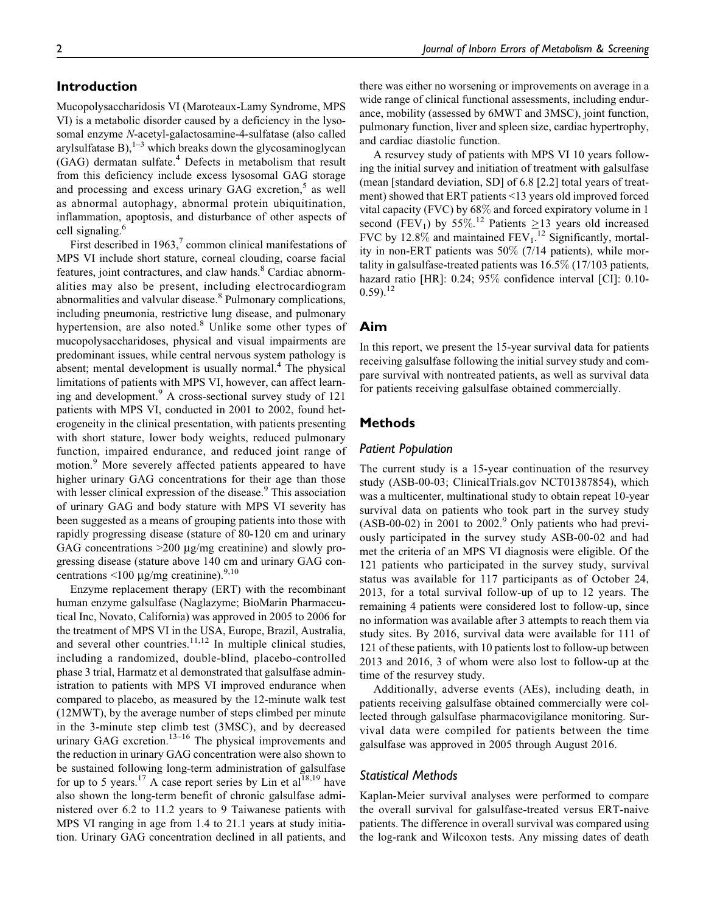## Introduction

Mucopolysaccharidosis VI (Maroteaux-Lamy Syndrome, MPS VI) is a metabolic disorder caused by a deficiency in the lysosomal enzyme *N*-acetyl-galactosamine-4-sulfatase (also called arylsulfatase B),[1–3] which breaks down the glycosaminoglycan (GAG) dermatan sulfate.[4] Defects in metabolism that result from this deficiency include excess lysosomal GAG storage and processing and excess urinary GAG excretion,[5] as well as abnormal autophagy, abnormal protein ubiquitination, inflammation, apoptosis, and disturbance of other aspects of cell signaling.[6]

First described in 1963,[7] common clinical manifestations of MPS VI include short stature, corneal clouding, coarse facial features, joint contractures, and claw hands.[8] Cardiac abnormalities may also be present, including electrocardiogram abnormalities and valvular disease.[8] Pulmonary complications, including pneumonia, restrictive lung disease, and pulmonary hypertension, are also noted.[8] Unlike some other types of mucopolysaccharidoses, physical and visual impairments are predominant issues, while central nervous system pathology is absent; mental development is usually normal.[4] The physical limitations of patients with MPS VI, however, can affect learning and development.[9] A cross-sectional survey study of 121 patients with MPS VI, conducted in 2001 to 2002, found heterogeneity in the clinical presentation, with patients presenting with short stature, lower body weights, reduced pulmonary function, impaired endurance, and reduced joint range of motion.[9] More severely affected patients appeared to have higher urinary GAG concentrations for their age than those with lesser clinical expression of the disease.[9] This association of urinary GAG and body stature with MPS VI severity has been suggested as a means of grouping patients into those with rapidly progressing disease (stature of 80-120 cm and urinary GAG concentrations >200 μg/mg creatinine) and slowly progressing disease (stature above 140 cm and urinary GAG concentrations <100 μg/mg creatinine).[9,10]

Enzyme replacement therapy (ERT) with the recombinant human enzyme galsulfase (Naglazyme; BioMarin Pharmaceutical Inc, Novato, California) was approved in 2005 to 2006 for the treatment of MPS VI in the USA, Europe, Brazil, Australia, and several other countries.[11,12] In multiple clinical studies, including a randomized, double-blind, placebo-controlled phase 3 trial, Harmatz et al demonstrated that galsulfase administration to patients with MPS VI improved endurance when compared to placebo, as measured by the 12-minute walk test (12MWT), by the average number of steps climbed per minute in the 3-minute step climb test (3MSC), and by decreased urinary GAG excretion.[13–16] The physical improvements and the reduction in urinary GAG concentration were also shown to be sustained following long-term administration of galsulfase for up to 5 years.[17] A case report series by Lin et al[18,19] have also shown the long-term benefit of chronic galsulfase administered over 6.2 to 11.2 years to 9 Taiwanese patients with MPS VI ranging in age from 1.4 to 21.1 years at study initiation. Urinary GAG concentration declined in all patients, and there was either no worsening or improvements on average in a wide range of clinical functional assessments, including endurance, mobility (assessed by 6MWT and 3MSC), joint function, pulmonary function, liver and spleen size, cardiac hypertrophy, and cardiac diastolic function.

A resurvey study of patients with MPS VI 10 years following the initial survey and initiation of treatment with galsulfase (mean [standard deviation, SD] of 6.8 [2.2] total years of treatment) showed that ERT patients <13 years old improved forced vital capacity (FVC) by 68% and forced expiratory volume in 1 second ($FEV_1$) by 55%.[12] Patients ≥13 years old increased FVC by 12.8% and maintained $FEV_1$.[12] Significantly, mortality in non-ERT patients was 50% (7/14 patients), while mortality in galsulfase-treated patients was 16.5% (17/103 patients, hazard ratio [HR]: 0.24; 95% confidence interval [CI]: 0.10-0.59).[12]

## Aim

In this report, we present the 15-year survival data for patients receiving galsulfase following the initial survey study and compare survival with nontreated patients, as well as survival data for patients receiving galsulfase obtained commercially.

## Methods

### Patient Population

The current study is a 15-year continuation of the resurvey study (ASB-00-03; ClinicalTrials.gov NCT01387854), which was a multicenter, multinational study to obtain repeat 10-year survival data on patients who took part in the survey study (ASB-00-02) in 2001 to 2002.[9] Only patients who had previously participated in the survey study ASB-00-02 and had met the criteria of an MPS VI diagnosis were eligible. Of the 121 patients who participated in the survey study, survival status was available for 117 participants as of October 24, 2013, for a total survival follow-up of up to 12 years. The remaining 4 patients were considered lost to follow-up, since no information was available after 3 attempts to reach them via study sites. By 2016, survival data were available for 111 of 121 of these patients, with 10 patients lost to follow-up between 2013 and 2016, 3 of whom were also lost to follow-up at the time of the resurvey study.

Additionally, adverse events (AEs), including death, in patients receiving galsulfase obtained commercially were collected through galsulfase pharmacovigilance monitoring. Survival data were compiled for patients between the time galsulfase was approved in 2005 through August 2016.

### Statistical Methods

Kaplan-Meier survival analyses were performed to compare the overall survival for galsulfase-treated versus ERT-naive patients. The difference in overall survival was compared using the log-rank and Wilcoxon tests. Any missing dates of death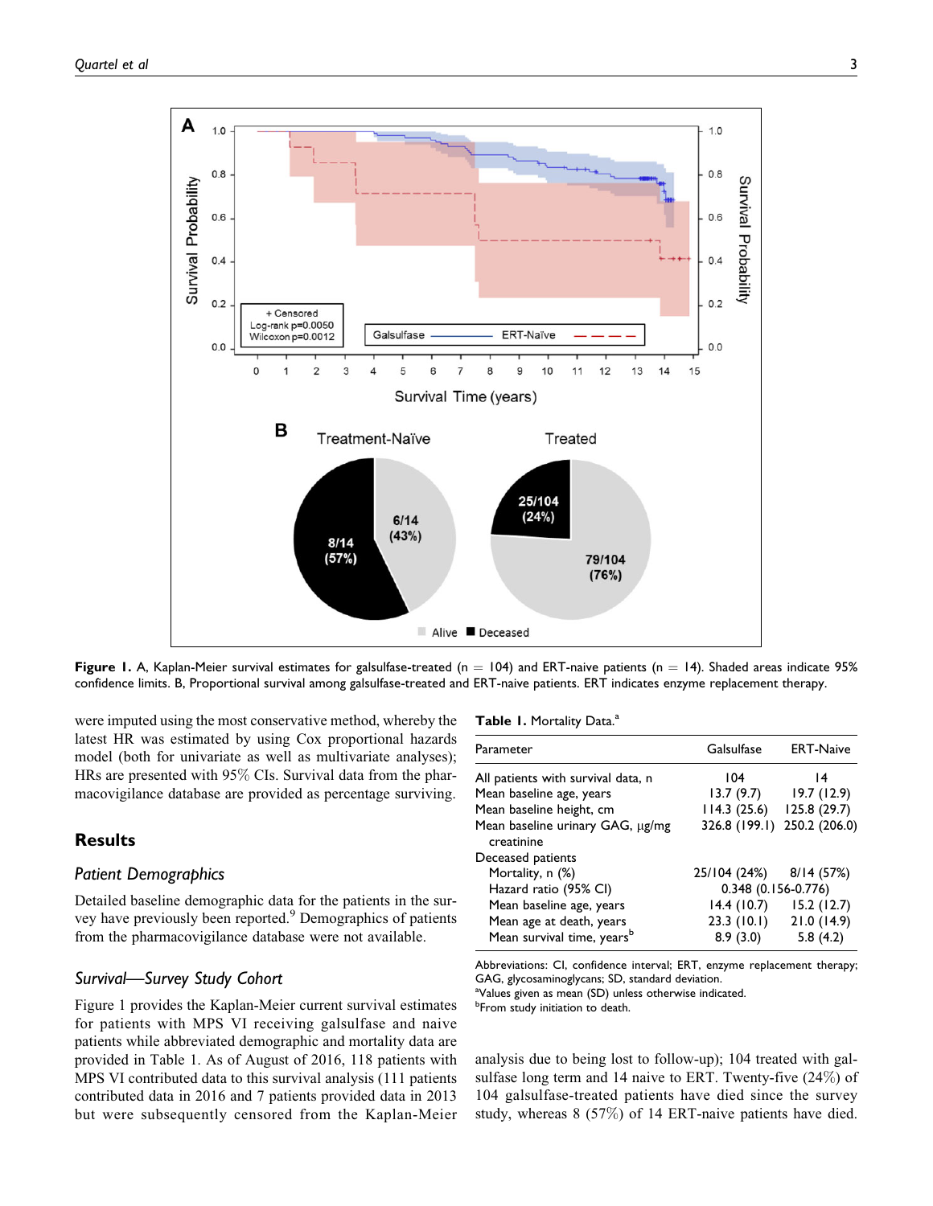Figure 1. A, Kaplan-Meier survival estimates for galsulfase-treated (n = 104) and ERT-naive patients (n = 14). Shaded areas indicate 95% confidence limits. B, Proportional survival among galsulfase-treated and ERT-naive patients. ERT indicates enzyme replacement therapy.

were imputed using the most conservative method, whereby the latest HR was estimated by using Cox proportional hazards model (both for univariate as well as multivariate analyses); HRs are presented with 95% CIs. Survival data from the pharmacovigilance database are provided as percentage surviving.

## Results

### *Patient Demographics*

Detailed baseline demographic data for the patients in the survey have previously been reported.[9] Demographics of patients from the pharmacovigilance database were not available.

### *Survival—Survey Study Cohort*

Figure 1 provides the Kaplan-Meier current survival estimates for patients with MPS VI receiving galsulfase and naive patients while abbreviated demographic and mortality data are provided in Table 1. As of August of 2016, 118 patients with MPS VI contributed data to this survival analysis (111 patients contributed data in 2016 and 7 patients provided data in 2013 but were subsequently censored from the Kaplan-Meier analysis due to being lost to follow-up); 104 treated with galsulfase long term and 14 naive to ERT. Twenty-five (24%) of 104 galsulfase-treated patients have died since the survey study, whereas 8 (57%) of 14 ERT-naive patients have died.

**Table 1.** Mortality Data.[a]

| Parameter | Galsulfase | ERT-Naive |
|---|---|---|
| All patients with survival data, n | 104 | 14 |
| Mean baseline age, years | 13.7 (9.7) | 19.7 (12.9) |
| Mean baseline height, cm | 114.3 (25.6) | 125.8 (29.7) |
| Mean baseline urinary GAG, μg/mg creatinine | 326.8 (199.1) | 250.2 (206.0) |
| Deceased patients | | |
| Mortality, n (%) | 25/104 (24%) | 8/14 (57%) |
| Hazard ratio (95% CI) | 0.348 (0.156-0.776) | |
| Mean baseline age, years | 14.4 (10.7) | 15.2 (12.7) |
| Mean age at death, years | 23.3 (10.1) | 21.0 (14.9) |
| Mean survival time, years[b] | 8.9 (3.0) | 5.8 (4.2) |

Abbreviations: CI, confidence interval; ERT, enzyme replacement therapy; GAG, glycosaminoglycans; SD, standard deviation.
[a]Values given as mean (SD) unless otherwise indicated.
[b]From study initiation to death.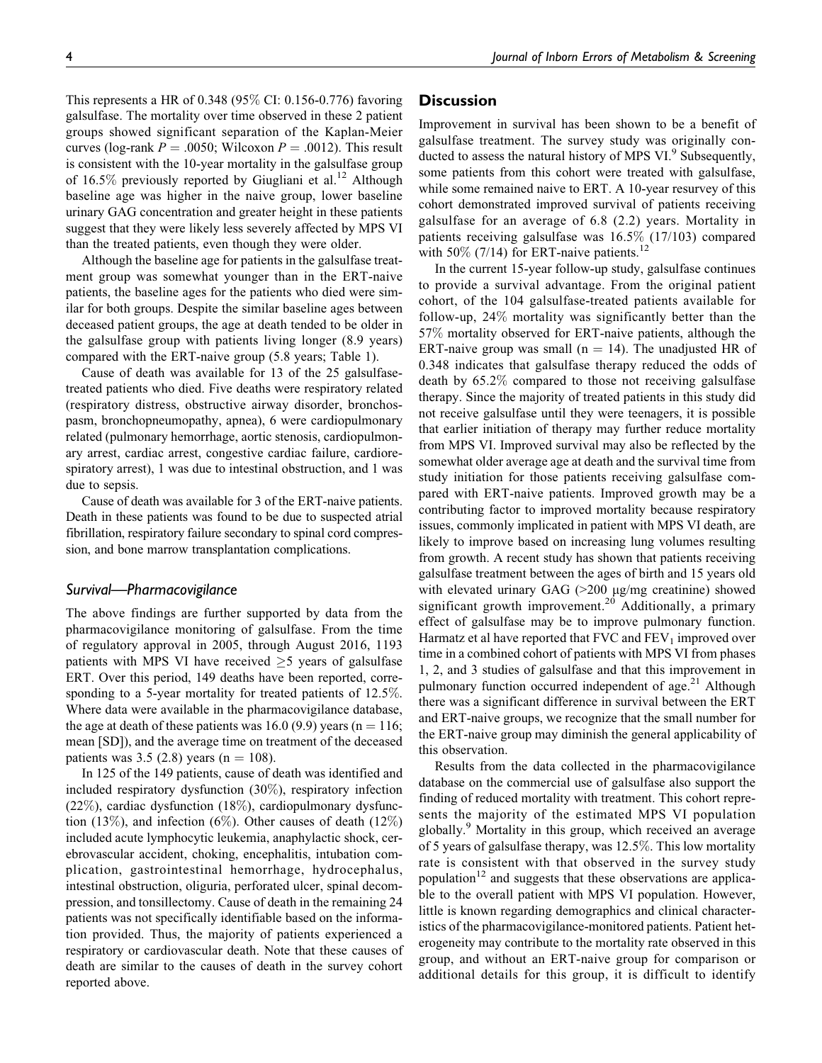This represents a HR of 0.348 (95% CI: 0.156-0.776) favoring galsulfase. The mortality over time observed in these 2 patient groups showed significant separation of the Kaplan-Meier curves (log-rank $P = .0050$; Wilcoxon $P = .0012$). This result is consistent with the 10-year mortality in the galsulfase group of 16.5% previously reported by Giugliani et al.[12] Although baseline age was higher in the naive group, lower baseline urinary GAG concentration and greater height in these patients suggest that they were likely less severely affected by MPS VI than the treated patients, even though they were older.

Although the baseline age for patients in the galsulfase treatment group was somewhat younger than in the ERT-naive patients, the baseline ages for the patients who died were similar for both groups. Despite the similar baseline ages between deceased patient groups, the age at death tended to be older in the galsulfase group with patients living longer (8.9 years) compared with the ERT-naive group (5.8 years; Table 1).

Cause of death was available for 13 of the 25 galsulfase-treated patients who died. Five deaths were respiratory related (respiratory distress, obstructive airway disorder, bronchospasm, bronchopneumopathy, apnea), 6 were cardiopulmonary related (pulmonary hemorrhage, aortic stenosis, cardiopulmonary arrest, cardiac arrest, congestive cardiac failure, cardiorespiratory arrest), 1 was due to intestinal obstruction, and 1 was due to sepsis.

Cause of death was available for 3 of the ERT-naive patients. Death in these patients was found to be due to suspected atrial fibrillation, respiratory failure secondary to spinal cord compression, and bone marrow transplantation complications.

### *Survival—Pharmacovigilance*

The above findings are further supported by data from the pharmacovigilance monitoring of galsulfase. From the time of regulatory approval in 2005, through August 2016, 1193 patients with MPS VI have received $\geq$5 years of galsulfase ERT. Over this period, 149 deaths have been reported, corresponding to a 5-year mortality for treated patients of 12.5%. Where data were available in the pharmacovigilance database, the age at death of these patients was 16.0 (9.9) years ($n = 116$; mean [SD]), and the average time on treatment of the deceased patients was 3.5 (2.8) years ($n = 108$).

In 125 of the 149 patients, cause of death was identified and included respiratory dysfunction (30%), respiratory infection (22%), cardiac dysfunction (18%), cardiopulmonary dysfunction (13%), and infection (6%). Other causes of death (12%) included acute lymphocytic leukemia, anaphylactic shock, cerebrovascular accident, choking, encephalitis, intubation complication, gastrointestinal hemorrhage, hydrocephalus, intestinal obstruction, oliguria, perforated ulcer, spinal decompression, and tonsillectomy. Cause of death in the remaining 24 patients was not specifically identifiable based on the information provided. Thus, the majority of patients experienced a respiratory or cardiovascular death. Note that these causes of death are similar to the causes of death in the survey cohort reported above.

## Discussion

Improvement in survival has been shown to be a benefit of galsulfase treatment. The survey study was originally conducted to assess the natural history of MPS VI.[9] Subsequently, some patients from this cohort were treated with galsulfase, while some remained naive to ERT. A 10-year resurvey of this cohort demonstrated improved survival of patients receiving galsulfase for an average of 6.8 (2.2) years. Mortality in patients receiving galsulfase was 16.5% (17/103) compared with 50% (7/14) for ERT-naive patients.[12]

In the current 15-year follow-up study, galsulfase continues to provide a survival advantage. From the original patient cohort, of the 104 galsulfase-treated patients available for follow-up, 24% mortality was significantly better than the 57% mortality observed for ERT-naive patients, although the ERT-naive group was small ($n = 14$). The unadjusted HR of 0.348 indicates that galsulfase therapy reduced the odds of death by 65.2% compared to those not receiving galsulfase therapy. Since the majority of treated patients in this study did not receive galsulfase until they were teenagers, it is possible that earlier initiation of therapy may further reduce mortality from MPS VI. Improved survival may also be reflected by the somewhat older average age at death and the survival time from study initiation for those patients receiving galsulfase compared with ERT-naive patients. Improved growth may be a contributing factor to improved mortality because respiratory issues, commonly implicated in patient with MPS VI death, are likely to improve based on increasing lung volumes resulting from growth. A recent study has shown that patients receiving galsulfase treatment between the ages of birth and 15 years old with elevated urinary GAG (>200 μg/mg creatinine) showed significant growth improvement.[20] Additionally, a primary effect of galsulfase may be to improve pulmonary function. Harmatz et al have reported that FVC and $FEV_1$ improved over time in a combined cohort of patients with MPS VI from phases 1, 2, and 3 studies of galsulfase and that this improvement in pulmonary function occurred independent of age.[21] Although there was a significant difference in survival between the ERT and ERT-naive groups, we recognize that the small number for the ERT-naive group may diminish the general applicability of this observation.

Results from the data collected in the pharmacovigilance database on the commercial use of galsulfase also support the finding of reduced mortality with treatment. This cohort represents the majority of the estimated MPS VI population globally.[9] Mortality in this group, which received an average of 5 years of galsulfase therapy, was 12.5%. This low mortality rate is consistent with that observed in the survey study population[12] and suggests that these observations are applicable to the overall patient with MPS VI population. However, little is known regarding demographics and clinical characteristics of the pharmacovigilance-monitored patients. Patient heterogeneity may contribute to the mortality rate observed in this group, and without an ERT-naive group for comparison or additional details for this group, it is difficult to identify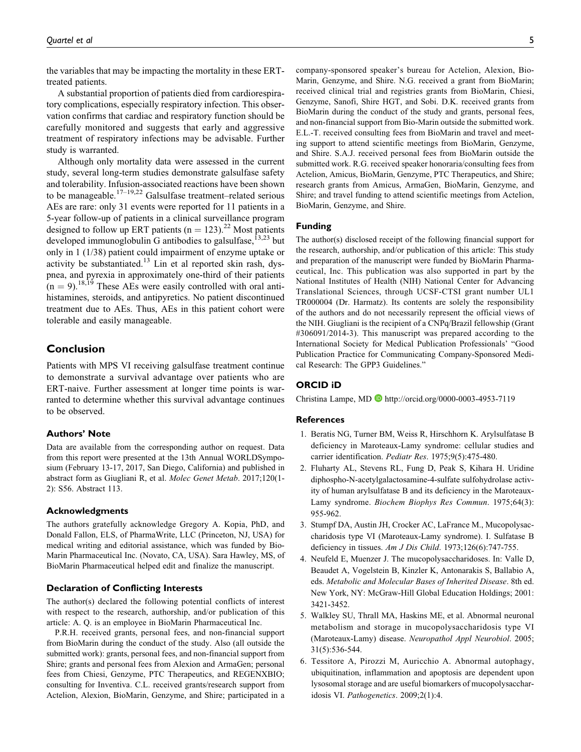the variables that may be impacting the mortality in these ERT-treated patients.

A substantial proportion of patients died from cardiorespiratory complications, especially respiratory infection. This observation confirms that cardiac and respiratory function should be carefully monitored and suggests that early and aggressive treatment of respiratory infections may be advisable. Further study is warranted.

Although only mortality data were assessed in the current study, several long-term studies demonstrate galsulfase safety and tolerability. Infusion-associated reactions have been shown to be manageable.[17–19,22] Galsulfase treatment–related serious AEs are rare: only 31 events were reported for 11 patients in a 5-year follow-up of patients in a clinical surveillance program designed to follow up ERT patients (n = 123).[22] Most patients developed immunoglobulin G antibodies to galsulfase,[13,23] but only in 1 (1/38) patient could impairment of enzyme uptake or activity be substantiated.[13] Lin et al reported skin rash, dyspnea, and pyrexia in approximately one-third of their patients (n = 9).[18,19] These AEs were easily controlled with oral antihistamines, steroids, and antipyretics. No patient discontinued treatment due to AEs. Thus, AEs in this patient cohort were tolerable and easily manageable.

## Conclusion

Patients with MPS VI receiving galsulfase treatment continue to demonstrate a survival advantage over patients who are ERT-naive. Further assessment at longer time points is warranted to determine whether this survival advantage continues to be observed.

### Authors' Note

Data are available from the corresponding author on request. Data from this report were presented at the 13th Annual WORLDSymposium (February 13-17, 2017, San Diego, California) and published in abstract form as Giugliani R, et al. *Molec Genet Metab*. 2017;120(1-2): S56. Abstract 113.

### Acknowledgments

The authors gratefully acknowledge Gregory A. Kopia, PhD, and Donald Fallon, ELS, of PharmaWrite, LLC (Princeton, NJ, USA) for medical writing and editorial assistance, which was funded by BioMarin Pharmaceutical Inc. (Novato, CA, USA). Sara Hawley, MS, of BioMarin Pharmaceutical helped edit and finalize the manuscript.

### Declaration of Conflicting Interests

The author(s) declared the following potential conflicts of interest with respect to the research, authorship, and/or publication of this article: A. Q. is an employee in BioMarin Pharmaceutical Inc.

P.R.H. received grants, personal fees, and non-financial support from BioMarin during the conduct of the study. Also (all outside the submitted work): grants, personal fees, and non-financial support from Shire; grants and personal fees from Alexion and ArmaGen; personal fees from Chiesi, Genzyme, PTC Therapeutics, and REGENXBIO; consulting for Inventiva. C.L. received grants/research support from Actelion, Alexion, BioMarin, Genzyme, and Shire; participated in a company-sponsored speaker's bureau for Actelion, Alexion, BioMarin, Genzyme, and Shire. N.G. received a grant from BioMarin; received clinical trial and registries grants from BioMarin, Chiesi, Genzyme, Sanofi, Shire HGT, and Sobi. D.K. received grants from BioMarin during the conduct of the study and grants, personal fees, and non-financial support from Bio-Marin outside the submitted work. E.L.-T. received consulting fees from BioMarin and travel and meeting support to attend scientific meetings from BioMarin, Genzyme, and Shire. S.A.J. received personal fees from BioMarin outside the submitted work. R.G. received speaker honoraria/consulting fees from Actelion, Amicus, BioMarin, Genzyme, PTC Therapeutics, and Shire; research grants from Amicus, ArmaGen, BioMarin, Genzyme, and Shire; and travel funding to attend scientific meetings from Actelion, BioMarin, Genzyme, and Shire.

### Funding

The author(s) disclosed receipt of the following financial support for the research, authorship, and/or publication of this article: This study and preparation of the manuscript were funded by BioMarin Pharmaceutical, Inc. This publication was also supported in part by the National Institutes of Health (NIH) National Center for Advancing Translational Sciences, through UCSF-CTSI grant number UL1 TR000004 (Dr. Harmatz). Its contents are solely the responsibility of the authors and do not necessarily represent the official views of the NIH. Giugliani is the recipient of a CNPq/Brazil fellowship (Grant #306091/2014-3). This manuscript was prepared according to the International Society for Medical Publication Professionals' "Good Publication Practice for Communicating Company-Sponsored Medical Research: The GPP3 Guidelines."

### ORCID iD

Christina Lampe, MD http://orcid.org/0000-0003-4953-7119

### References

1. Beratis NG, Turner BM, Weiss R, Hirschhorn K. Arylsulfatase B deficiency in Maroteaux-Lamy syndrome: cellular studies and carrier identification. *Pediatr Res*. 1975;9(5):475-480.
2. Fluharty AL, Stevens RL, Fung D, Peak S, Kihara H. Uridine diphospho-N-acetylgalactosamine-4-sulfate sulfohydrolase activity of human arylsulfatase B and its deficiency in the Maroteaux-Lamy syndrome. *Biochem Biophys Res Commun*. 1975;64(3): 955-962.
3. Stumpf DA, Austin JH, Crocker AC, LaFrance M., Mucopolysaccharidosis type VI (Maroteaux-Lamy syndrome). I. Sulfatase B deficiency in tissues. *Am J Dis Child*. 1973;126(6):747-755.
4. Neufeld E, Muenzer J. The mucopolysaccharidoses. In: Valle D, Beaudet A, Vogelstein B, Kinzler K, Antonarakis S, Ballabio A, eds. *Metabolic and Molecular Bases of Inherited Disease*. 8th ed. New York, NY: McGraw-Hill Global Education Holdings; 2001: 3421-3452.
5. Walkley SU, Thrall MA, Haskins ME, et al. Abnormal neuronal metabolism and storage in mucopolysaccharidosis type VI (Maroteaux-Lamy) disease. *Neuropathol Appl Neurobiol*. 2005; 31(5):536-544.
6. Tessitore A, Pirozzi M, Auricchio A. Abnormal autophagy, ubiquitination, inflammation and apoptosis are dependent upon lysosomal storage and are useful biomarkers of mucopolysaccharidosis VI. *Pathogenetics*. 2009;2(1):4.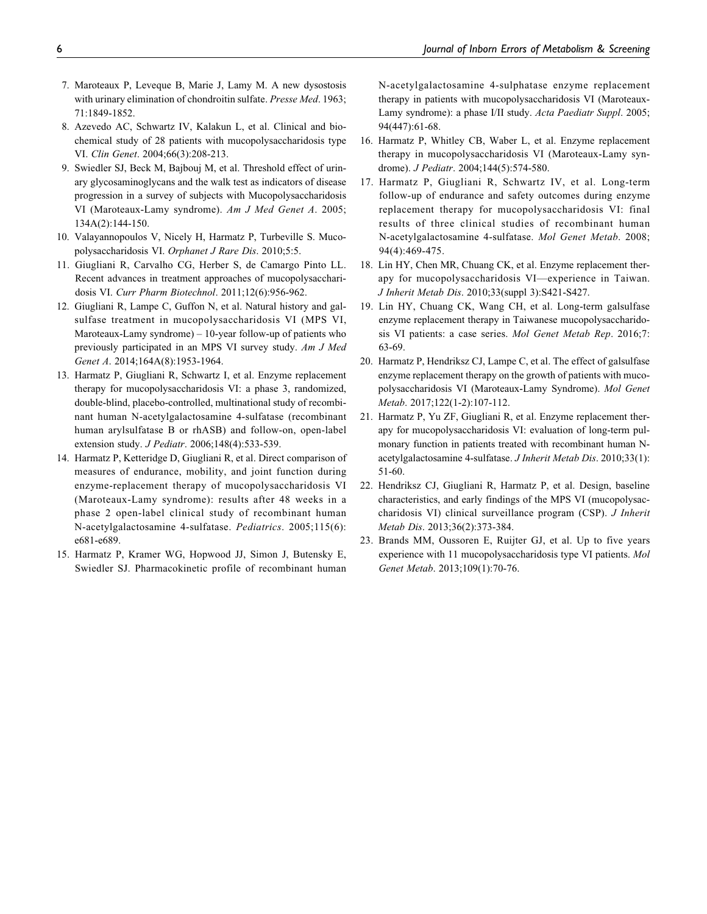7. Maroteaux P, Leveque B, Marie J, Lamy M. A new dysostosis with urinary elimination of chondroitin sulfate. *Presse Med*. 1963; 71:1849-1852.
8. Azevedo AC, Schwartz IV, Kalakun L, et al. Clinical and biochemical study of 28 patients with mucopolysaccharidosis type VI. *Clin Genet*. 2004;66(3):208-213.
9. Swiedler SJ, Beck M, Bajbouj M, et al. Threshold effect of urinary glycosaminoglycans and the walk test as indicators of disease progression in a survey of subjects with Mucopolysaccharidosis VI (Maroteaux-Lamy syndrome). *Am J Med Genet A*. 2005; 134A(2):144-150.
10. Valayannopoulos V, Nicely H, Harmatz P, Turbeville S. Mucopolysaccharidosis VI. *Orphanet J Rare Dis*. 2010;5:5.
11. Giugliani R, Carvalho CG, Herber S, de Camargo Pinto LL. Recent advances in treatment approaches of mucopolysaccharidosis VI. *Curr Pharm Biotechnol*. 2011;12(6):956-962.
12. Giugliani R, Lampe C, Guffon N, et al. Natural history and galsulfase treatment in mucopolysaccharidosis VI (MPS VI, Maroteaux-Lamy syndrome) – 10-year follow-up of patients who previously participated in an MPS VI survey study. *Am J Med Genet A*. 2014;164A(8):1953-1964.
13. Harmatz P, Giugliani R, Schwartz I, et al. Enzyme replacement therapy for mucopolysaccharidosis VI: a phase 3, randomized, double-blind, placebo-controlled, multinational study of recombinant human N-acetylgalactosamine 4-sulfatase (recombinant human arylsulfatase B or rhASB) and follow-on, open-label extension study. *J Pediatr*. 2006;148(4):533-539.
14. Harmatz P, Ketteridge D, Giugliani R, et al. Direct comparison of measures of endurance, mobility, and joint function during enzyme-replacement therapy of mucopolysaccharidosis VI (Maroteaux-Lamy syndrome): results after 48 weeks in a phase 2 open-label clinical study of recombinant human N-acetylgalactosamine 4-sulfatase. *Pediatrics*. 2005;115(6): e681-e689.
15. Harmatz P, Kramer WG, Hopwood JJ, Simon J, Butensky E, Swiedler SJ. Pharmacokinetic profile of recombinant human N-acetylgalactosamine 4-sulphatase enzyme replacement therapy in patients with mucopolysaccharidosis VI (Maroteaux-Lamy syndrome): a phase I/II study. *Acta Paediatr Suppl*. 2005; 94(447):61-68.
16. Harmatz P, Whitley CB, Waber L, et al. Enzyme replacement therapy in mucopolysaccharidosis VI (Maroteaux-Lamy syndrome). *J Pediatr*. 2004;144(5):574-580.
17. Harmatz P, Giugliani R, Schwartz IV, et al. Long-term follow-up of endurance and safety outcomes during enzyme replacement therapy for mucopolysaccharidosis VI: final results of three clinical studies of recombinant human N-acetylgalactosamine 4-sulfatase. *Mol Genet Metab*. 2008; 94(4):469-475.
18. Lin HY, Chen MR, Chuang CK, et al. Enzyme replacement therapy for mucopolysaccharidosis VI—experience in Taiwan. *J Inherit Metab Dis*. 2010;33(suppl 3):S421-S427.
19. Lin HY, Chuang CK, Wang CH, et al. Long-term galsulfase enzyme replacement therapy in Taiwanese mucopolysaccharidosis VI patients: a case series. *Mol Genet Metab Rep*. 2016;7: 63-69.
20. Harmatz P, Hendriksz CJ, Lampe C, et al. The effect of galsulfase enzyme replacement therapy on the growth of patients with mucopolysaccharidosis VI (Maroteaux-Lamy Syndrome). *Mol Genet Metab*. 2017;122(1-2):107-112.
21. Harmatz P, Yu ZF, Giugliani R, et al. Enzyme replacement therapy for mucopolysaccharidosis VI: evaluation of long-term pulmonary function in patients treated with recombinant human N-acetylgalactosamine 4-sulfatase. *J Inherit Metab Dis*. 2010;33(1): 51-60.
22. Hendriksz CJ, Giugliani R, Harmatz P, et al. Design, baseline characteristics, and early findings of the MPS VI (mucopolysaccharidosis VI) clinical surveillance program (CSP). *J Inherit Metab Dis*. 2013;36(2):373-384.
23. Brands MM, Oussoren E, Ruijter GJ, et al. Up to five years experience with 11 mucopolysaccharidosis type VI patients. *Mol Genet Metab*. 2013;109(1):70-76.